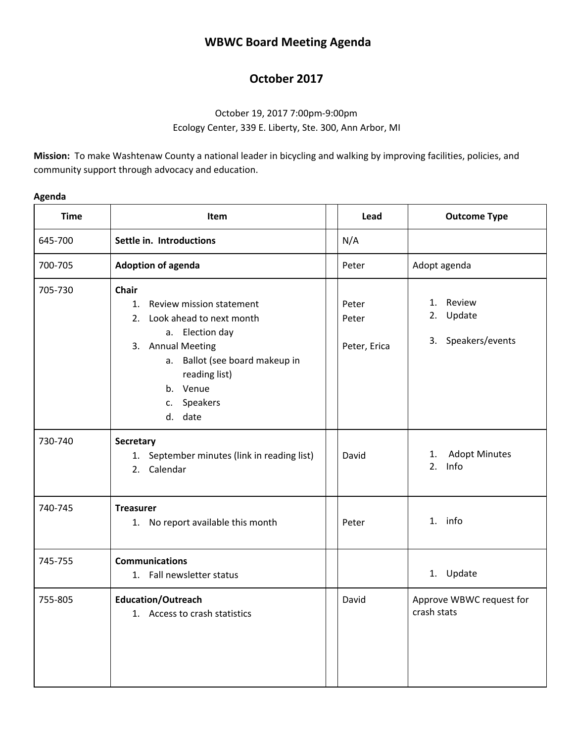# WBWC Board Meeting Agenda

## October 2017

October 19, 2017 7:00pm-9:00pm
Ecology Center, 339 E. Liberty, Ste. 300, Ann Arbor, MI

**Mission:** To make Washtenaw County a national leader in bicycling and walking by improving facilities, policies, and community support through advocacy and education.

**Agenda**

| Time | Item | | Lead | Outcome Type |
|---|---|---|---|---|
| 645-700 | **Settle in. Introductions** | | N/A | |
| 700-705 | **Adoption of agenda** | | Peter | Adopt agenda |
| 705-730 | **Chair**<br>1. Review mission statement<br>2. Look ahead to next month<br>&nbsp;&nbsp;&nbsp;a. Election day<br>3. Annual Meeting<br>&nbsp;&nbsp;&nbsp;a. Ballot (see board makeup in reading list)<br>&nbsp;&nbsp;&nbsp;b. Venue<br>&nbsp;&nbsp;&nbsp;c. Speakers<br>&nbsp;&nbsp;&nbsp;d. date | | Peter<br>Peter<br><br>Peter, Erica | 1. Review<br>2. Update<br><br>3. Speakers/events |
| 730-740 | **Secretary**<br>1. September minutes (link in reading list)<br>2. Calendar | | David | 1. Adopt Minutes<br>2. Info |
| 740-745 | **Treasurer**<br>1. No report available this month | | Peter | 1. info |
| 745-755 | **Communications**<br>1. Fall newsletter status | | | 1. Update |
| 755-805 | **Education/Outreach**<br>1. Access to crash statistics | | David | Approve WBWC request for crash stats |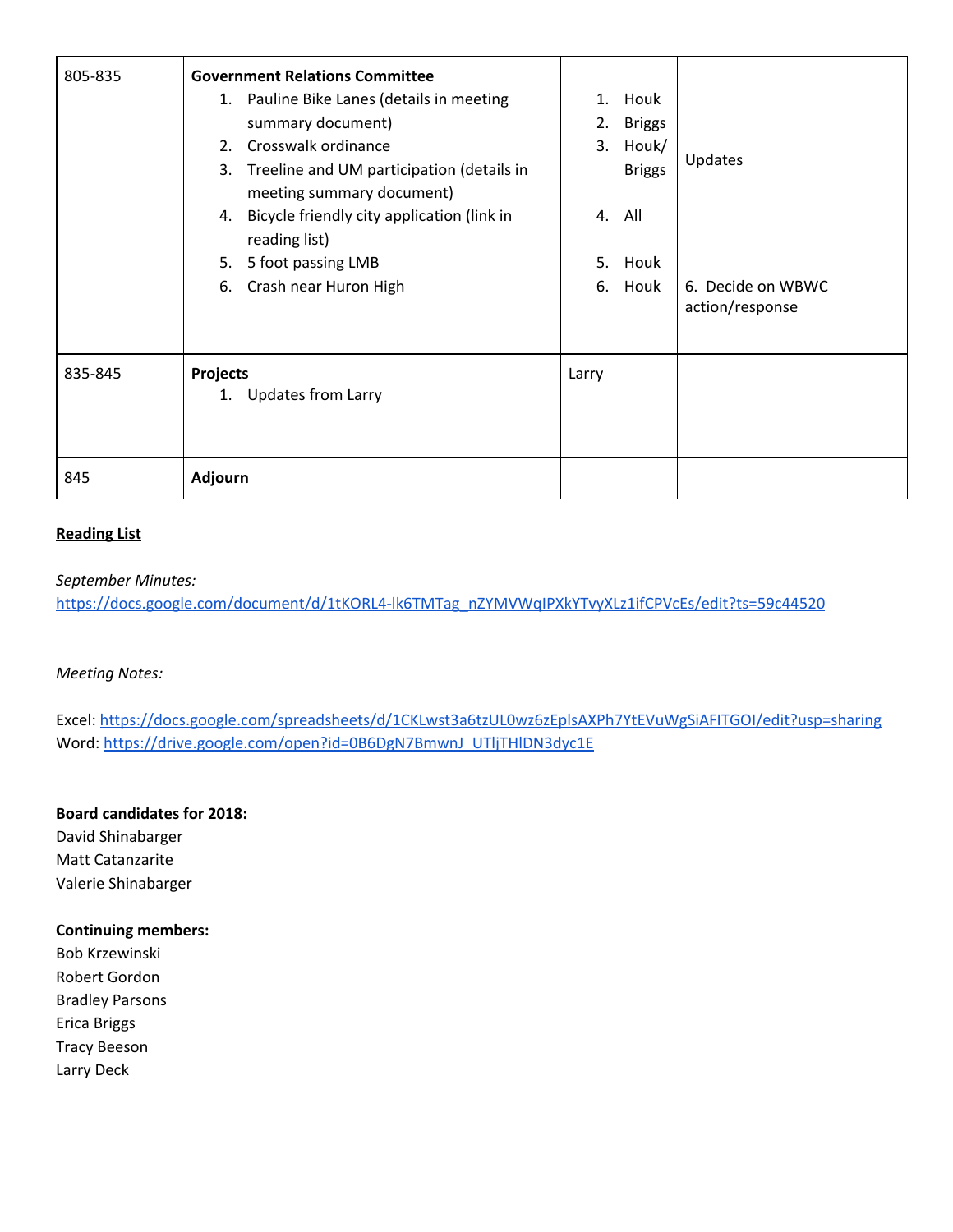| | | | | |
|---|---|---|---|---|
| 805-835 | **Government Relations Committee**<br>1. Pauline Bike Lanes (details in meeting summary document)<br>2. Crosswalk ordinance<br>3. Treeline and UM participation (details in meeting summary document)<br>4. Bicycle friendly city application (link in reading list)<br>5. 5 foot passing LMB<br>6. Crash near Huron High | | 1. Houk<br>2. Briggs<br>3. Houk/ Briggs<br>4. All<br>5. Houk<br>6. Houk | Updates<br>6. Decide on WBWC action/response |
| 835-845 | **Projects**<br>1. Updates from Larry | | Larry | |
| 845 | **Adjourn** | | | |

**Reading List**

*September Minutes:*
https://docs.google.com/document/d/1tKORL4-lk6TMTag_nZYMVWqIPXkYTvyXLz1ifCPVcEs/edit?ts=59c44520

*Meeting Notes:*

Excel: https://docs.google.com/spreadsheets/d/1CKLwst3a6tzUL0wz6zEplsAXPh7YtEVuWgSiAFITGOI/edit?usp=sharing
Word: https://drive.google.com/open?id=0B6DgN7BmwnJ_UTljTHlDN3dyc1E

**Board candidates for 2018:**
David Shinabarger
Matt Catanzarite
Valerie Shinabarger

**Continuing members:**
Bob Krzewinski
Robert Gordon
Bradley Parsons
Erica Briggs
Tracy Beeson
Larry Deck